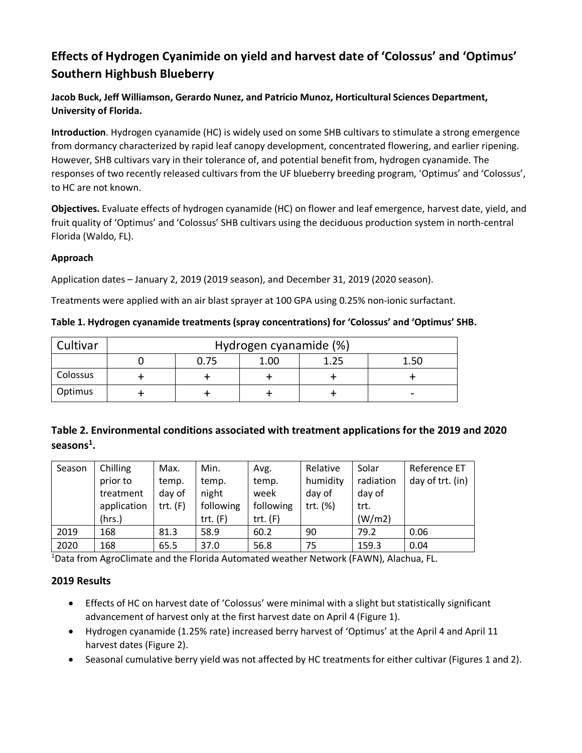# Effects of Hydrogen Cyanimide on yield and harvest date of 'Colossus' and 'Optimus' Southern Highbush Blueberry

**Jacob Buck, Jeff Williamson, Gerardo Nunez, and Patricio Munoz, Horticultural Sciences Department, University of Florida.**

**Introduction**. Hydrogen cyanamide (HC) is widely used on some SHB cultivars to stimulate a strong emergence from dormancy characterized by rapid leaf canopy development, concentrated flowering, and earlier ripening. However, SHB cultivars vary in their tolerance of, and potential benefit from, hydrogen cyanamide. The responses of two recently released cultivars from the UF blueberry breeding program, 'Optimus' and 'Colossus', to HC are not known.

**Objectives.** Evaluate effects of hydrogen cyanamide (HC) on flower and leaf emergence, harvest date, yield, and fruit quality of 'Optimus' and 'Colossus' SHB cultivars using the deciduous production system in north-central Florida (Waldo, FL).

**Approach**

Application dates – January 2, 2019 (2019 season), and December 31, 2019 (2020 season).

Treatments were applied with an air blast sprayer at 100 GPA using 0.25% non-ionic surfactant.

**Table 1. Hydrogen cyanamide treatments (spray concentrations) for 'Colossus' and 'Optimus' SHB.**

| Cultivar | Hydrogen cyanamide (%) | | | | |
|---|---|---|---|---|---|
| | 0 | 0.75 | 1.00 | 1.25 | 1.50 |
| Colossus | + | + | + | + | + |
| Optimus | + | + | + | + | - |

## Table 2. Environmental conditions associated with treatment applications for the 2019 and 2020 seasons[1].

| Season | Chilling prior to treatment application (hrs.) | Max. temp. day of trt. (F) | Min. temp. night following trt. (F) | Avg. temp. week following trt. (F) | Relative humidity day of trt. (%) | Solar radiation day of trt. (W/m2) | Reference ET day of trt. (in) |
|---|---|---|---|---|---|---|---|
| 2019 | 168 | 81.3 | 58.9 | 60.2 | 90 | 79.2 | 0.06 |
| 2020 | 168 | 65.5 | 37.0 | 56.8 | 75 | 159.3 | 0.04 |

[1]Data from AgroClimate and the Florida Automated weather Network (FAWN), Alachua, FL.

## 2019 Results

- Effects of HC on harvest date of 'Colossus' were minimal with a slight but statistically significant advancement of harvest only at the first harvest date on April 4 (Figure 1).
- Hydrogen cyanamide (1.25% rate) increased berry harvest of 'Optimus' at the April 4 and April 11 harvest dates (Figure 2).
- Seasonal cumulative berry yield was not affected by HC treatments for either cultivar (Figures 1 and 2).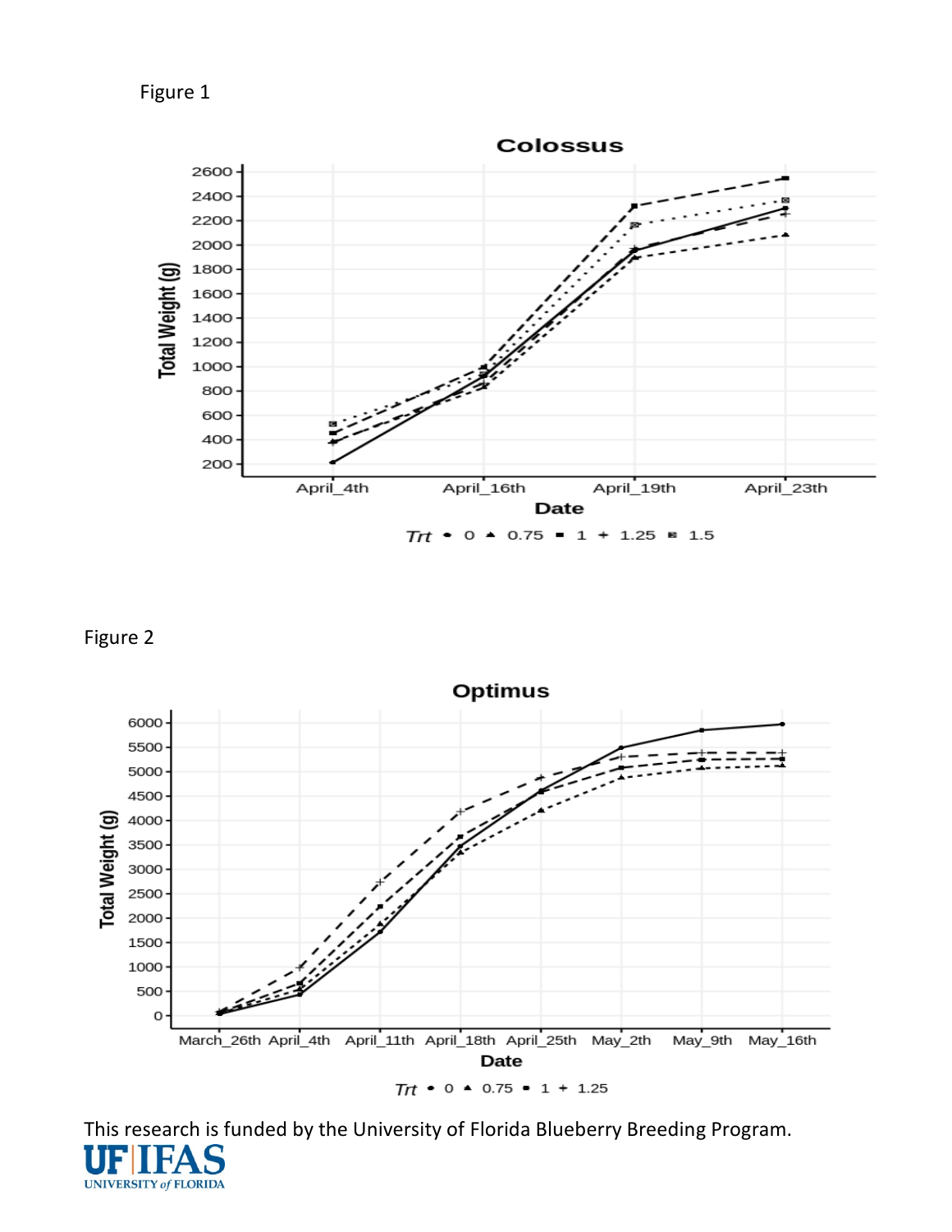Figure 1

Colossus

Total Weight (g)

2600
2400
2200
2000
1800
1600
1400
1200
1000
800
600
400
200

April_4th April_16th April_19th April_23th

Date

Trt • 0 ▲ 0.75 ■ 1 + 1.25 ⊠ 1.5

Figure 2

Optimus

Total Weight (g)

6000
5500
5000
4500
4000
3500
3000
2500
2000
1500
1000
500
0

March_26th April_4th April_11th April_18th April_25th May_2th May_9th May_16th

Date

Trt • 0 ▲ 0.75 ■ 1 + 1.25

This research is funded by the University of Florida Blueberry Breeding Program.

UF IFAS
UNIVERSITY of FLORIDA